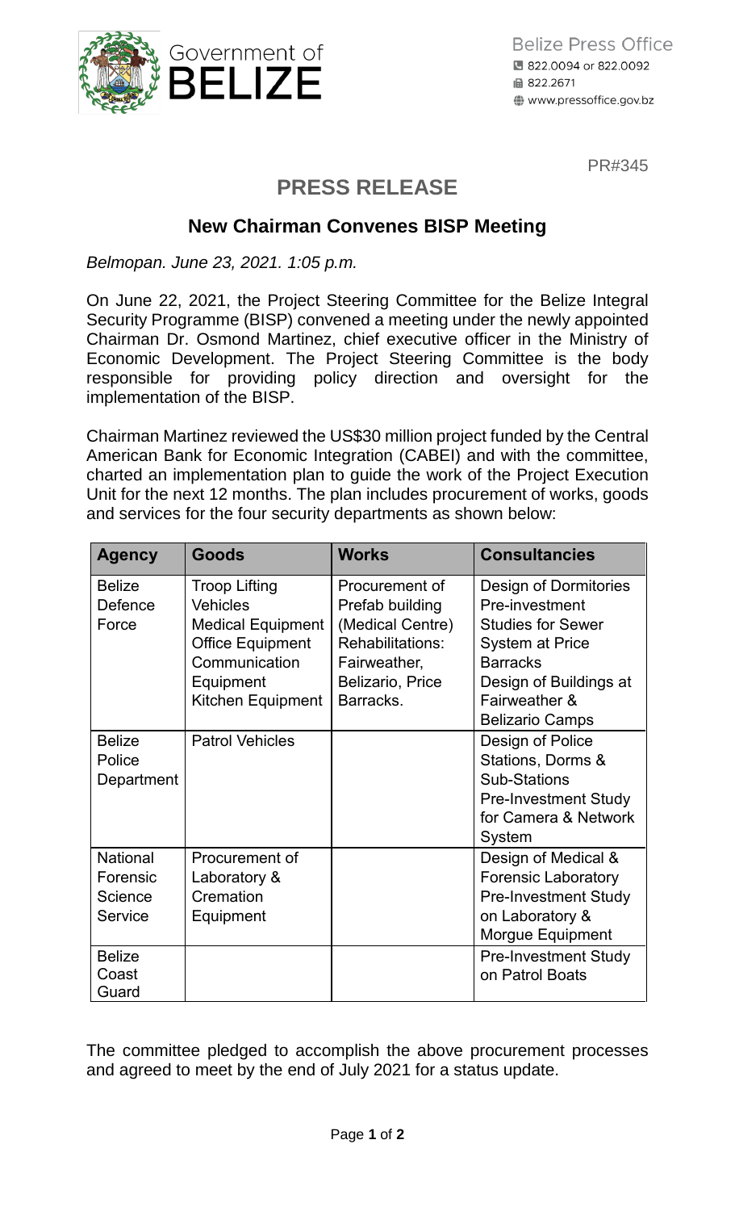Government of BELIZE

Belize Press Office
822.0094 or 822.0092
822.2671
www.pressoffice.gov.bz

PR#345

# PRESS RELEASE

## New Chairman Convenes BISP Meeting

*Belmopan. June 23, 2021. 1:05 p.m.*

On June 22, 2021, the Project Steering Committee for the Belize Integral Security Programme (BISP) convened a meeting under the newly appointed Chairman Dr. Osmond Martinez, chief executive officer in the Ministry of Economic Development. The Project Steering Committee is the body responsible for providing policy direction and oversight for the implementation of the BISP.

Chairman Martinez reviewed the US$30 million project funded by the Central American Bank for Economic Integration (CABEI) and with the committee, charted an implementation plan to guide the work of the Project Execution Unit for the next 12 months. The plan includes procurement of works, goods and services for the four security departments as shown below:

| Agency | Goods | Works | Consultancies |
|---|---|---|---|
| Belize Defence Force | Troop Lifting Vehicles<br>Medical Equipment<br>Office Equipment<br>Communication Equipment<br>Kitchen Equipment | Procurement of Prefab building (Medical Centre)<br>Rehabilitations: Fairweather, Belizario, Price Barracks. | Design of Dormitories<br>Pre-investment Studies for Sewer System at Price Barracks<br>Design of Buildings at Fairweather & Belizario Camps |
| Belize Police Department | Patrol Vehicles | | Design of Police Stations, Dorms & Sub-Stations<br>Pre-Investment Study for Camera & Network System |
| National Forensic Science Service | Procurement of Laboratory & Cremation Equipment | | Design of Medical & Forensic Laboratory<br>Pre-Investment Study on Laboratory & Morgue Equipment |
| Belize Coast Guard | | | Pre-Investment Study on Patrol Boats |

The committee pledged to accomplish the above procurement processes and agreed to meet by the end of July 2021 for a status update.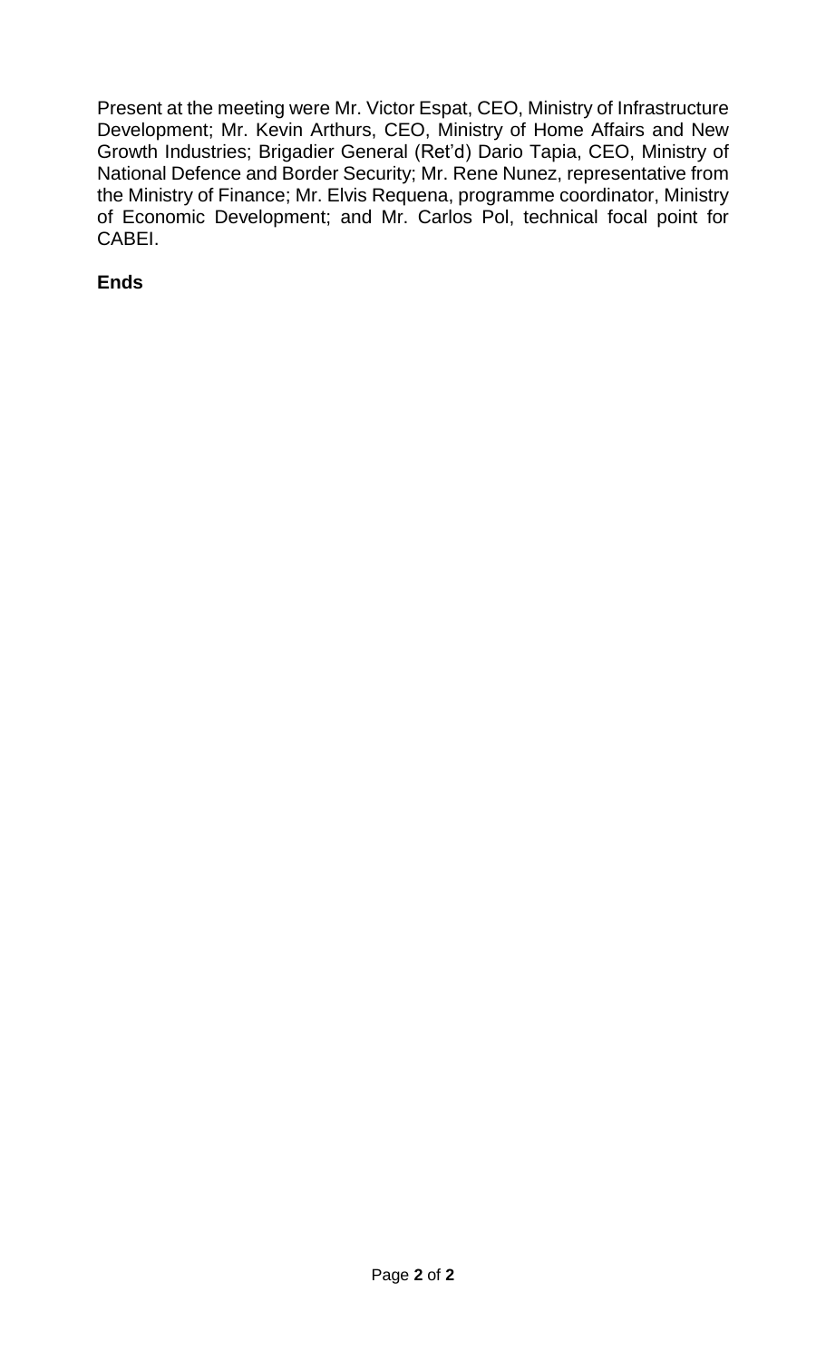Present at the meeting were Mr. Victor Espat, CEO, Ministry of Infrastructure Development; Mr. Kevin Arthurs, CEO, Ministry of Home Affairs and New Growth Industries; Brigadier General (Ret'd) Dario Tapia, CEO, Ministry of National Defence and Border Security; Mr. Rene Nunez, representative from the Ministry of Finance; Mr. Elvis Requena, programme coordinator, Ministry of Economic Development; and Mr. Carlos Pol, technical focal point for CABEI.

**Ends**